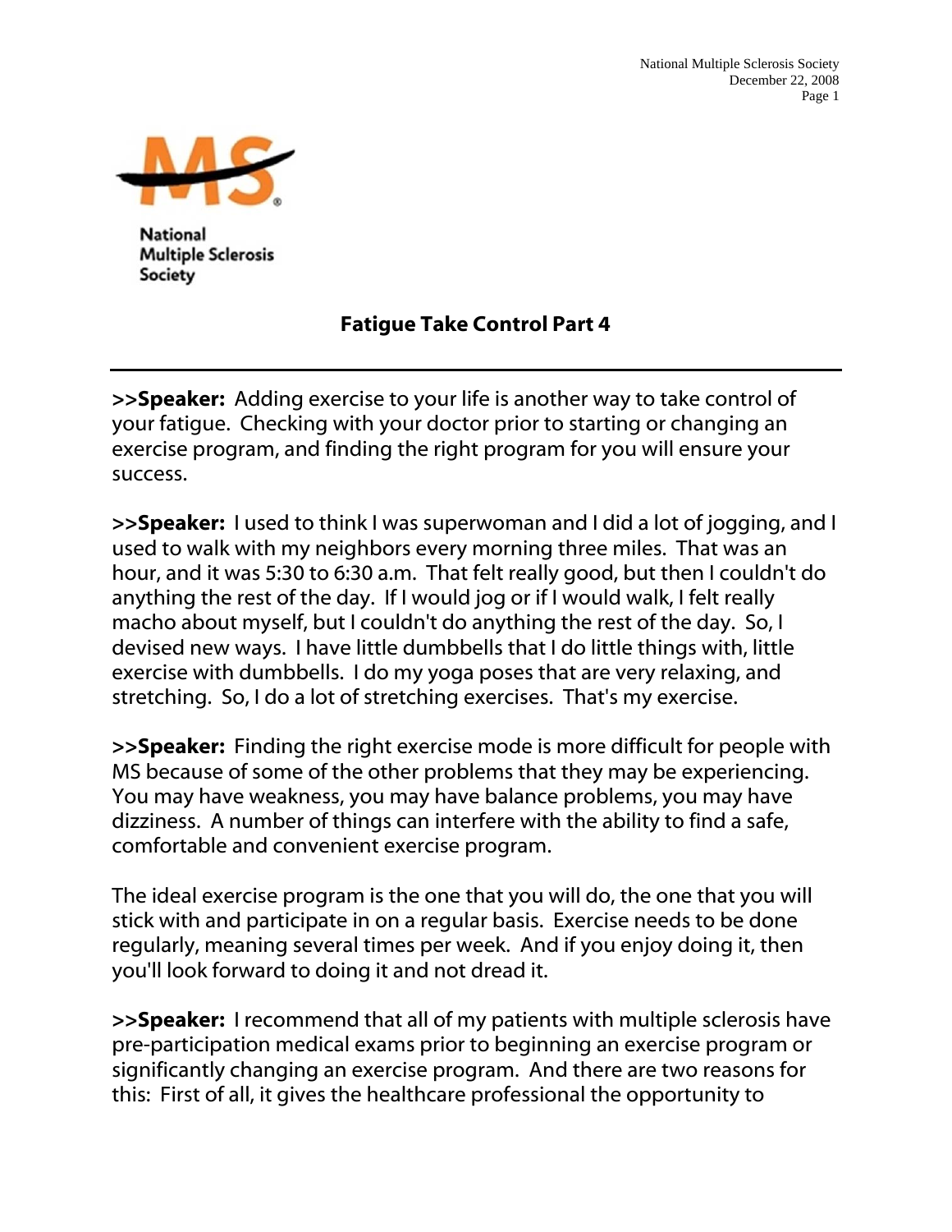National Multiple Sclerosis Society

# Fatigue Take Control Part 4

**>>Speaker:** Adding exercise to your life is another way to take control of your fatigue. Checking with your doctor prior to starting or changing an exercise program, and finding the right program for you will ensure your success.

**>>Speaker:** I used to think I was superwoman and I did a lot of jogging, and I used to walk with my neighbors every morning three miles. That was an hour, and it was 5:30 to 6:30 a.m. That felt really good, but then I couldn't do anything the rest of the day. If I would jog or if I would walk, I felt really macho about myself, but I couldn't do anything the rest of the day. So, I devised new ways. I have little dumbbells that I do little things with, little exercise with dumbbells. I do my yoga poses that are very relaxing, and stretching. So, I do a lot of stretching exercises. That's my exercise.

**>>Speaker:** Finding the right exercise mode is more difficult for people with MS because of some of the other problems that they may be experiencing. You may have weakness, you may have balance problems, you may have dizziness. A number of things can interfere with the ability to find a safe, comfortable and convenient exercise program.

The ideal exercise program is the one that you will do, the one that you will stick with and participate in on a regular basis. Exercise needs to be done regularly, meaning several times per week. And if you enjoy doing it, then you'll look forward to doing it and not dread it.

**>>Speaker:** I recommend that all of my patients with multiple sclerosis have pre-participation medical exams prior to beginning an exercise program or significantly changing an exercise program. And there are two reasons for this: First of all, it gives the healthcare professional the opportunity to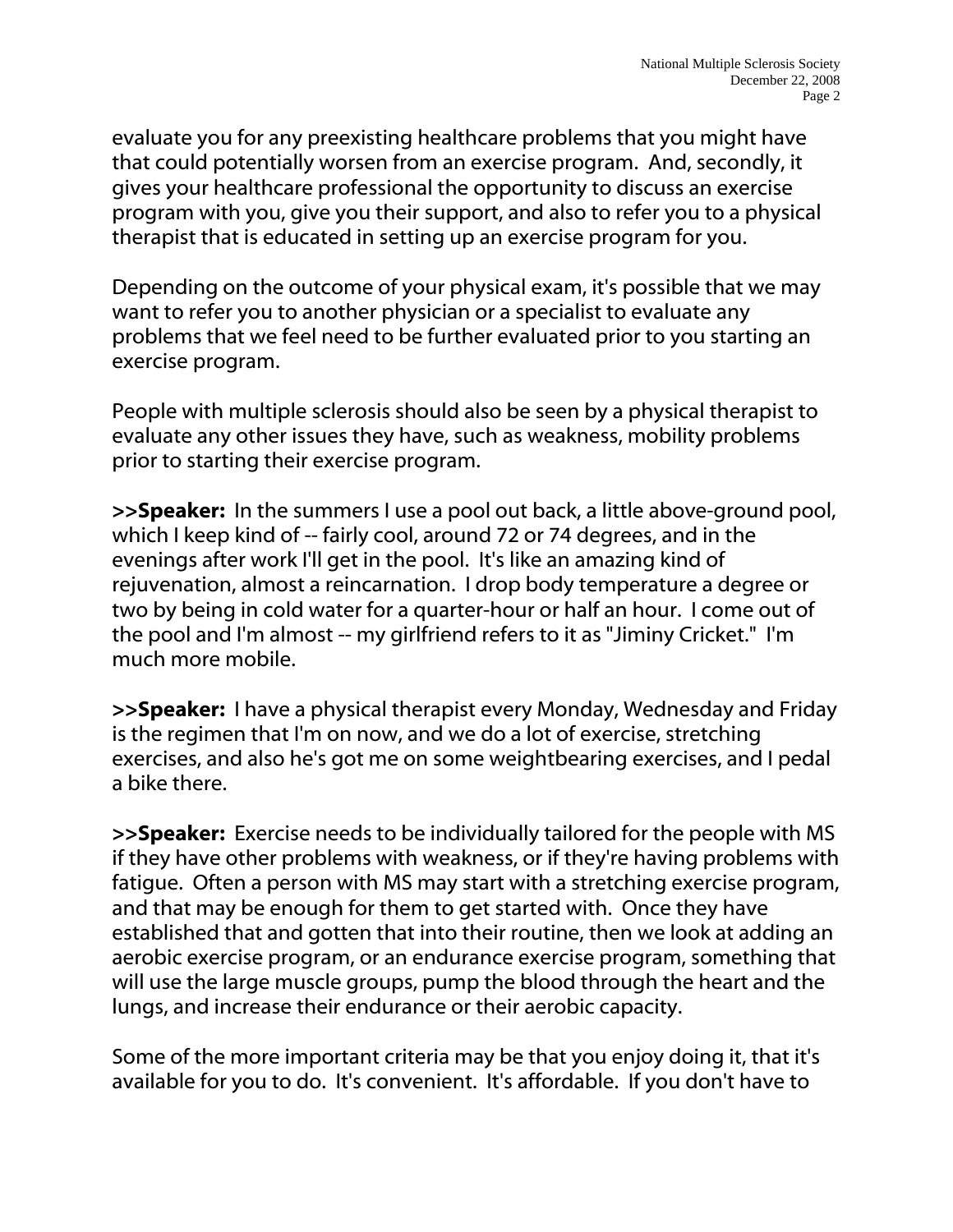evaluate you for any preexisting healthcare problems that you might have that could potentially worsen from an exercise program. And, secondly, it gives your healthcare professional the opportunity to discuss an exercise program with you, give you their support, and also to refer you to a physical therapist that is educated in setting up an exercise program for you.

Depending on the outcome of your physical exam, it's possible that we may want to refer you to another physician or a specialist to evaluate any problems that we feel need to be further evaluated prior to you starting an exercise program.

People with multiple sclerosis should also be seen by a physical therapist to evaluate any other issues they have, such as weakness, mobility problems prior to starting their exercise program.

**>>Speaker:** In the summers I use a pool out back, a little above-ground pool, which I keep kind of -- fairly cool, around 72 or 74 degrees, and in the evenings after work I'll get in the pool. It's like an amazing kind of rejuvenation, almost a reincarnation. I drop body temperature a degree or two by being in cold water for a quarter-hour or half an hour. I come out of the pool and I'm almost -- my girlfriend refers to it as "Jiminy Cricket." I'm much more mobile.

**>>Speaker:** I have a physical therapist every Monday, Wednesday and Friday is the regimen that I'm on now, and we do a lot of exercise, stretching exercises, and also he's got me on some weightbearing exercises, and I pedal a bike there.

**>>Speaker:** Exercise needs to be individually tailored for the people with MS if they have other problems with weakness, or if they're having problems with fatigue. Often a person with MS may start with a stretching exercise program, and that may be enough for them to get started with. Once they have established that and gotten that into their routine, then we look at adding an aerobic exercise program, or an endurance exercise program, something that will use the large muscle groups, pump the blood through the heart and the lungs, and increase their endurance or their aerobic capacity.

Some of the more important criteria may be that you enjoy doing it, that it's available for you to do. It's convenient. It's affordable. If you don't have to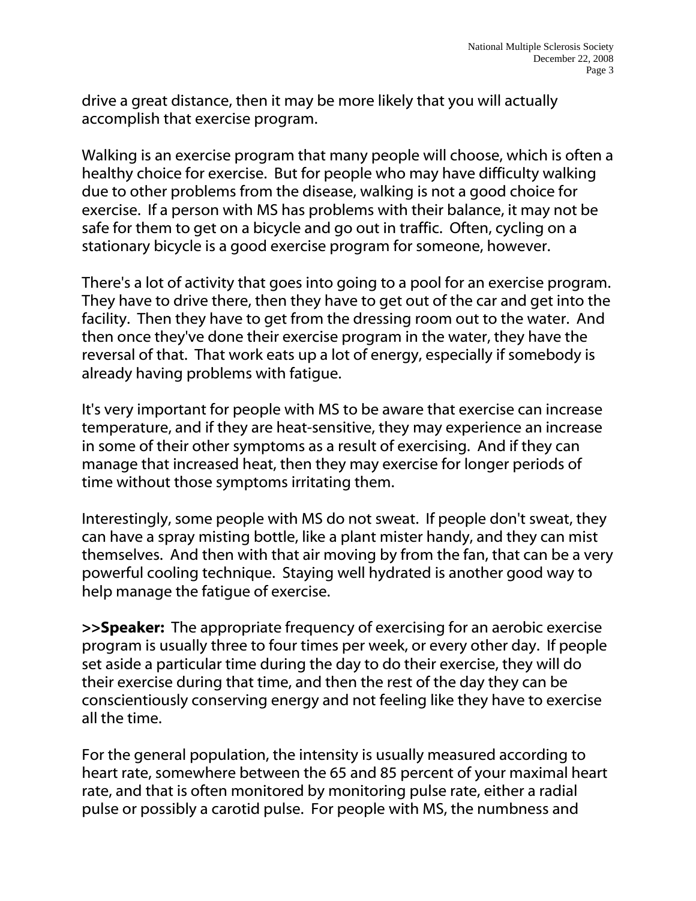drive a great distance, then it may be more likely that you will actually accomplish that exercise program.

Walking is an exercise program that many people will choose, which is often a healthy choice for exercise. But for people who may have difficulty walking due to other problems from the disease, walking is not a good choice for exercise. If a person with MS has problems with their balance, it may not be safe for them to get on a bicycle and go out in traffic. Often, cycling on a stationary bicycle is a good exercise program for someone, however.

There's a lot of activity that goes into going to a pool for an exercise program. They have to drive there, then they have to get out of the car and get into the facility. Then they have to get from the dressing room out to the water. And then once they've done their exercise program in the water, they have the reversal of that. That work eats up a lot of energy, especially if somebody is already having problems with fatigue.

It's very important for people with MS to be aware that exercise can increase temperature, and if they are heat-sensitive, they may experience an increase in some of their other symptoms as a result of exercising. And if they can manage that increased heat, then they may exercise for longer periods of time without those symptoms irritating them.

Interestingly, some people with MS do not sweat. If people don't sweat, they can have a spray misting bottle, like a plant mister handy, and they can mist themselves. And then with that air moving by from the fan, that can be a very powerful cooling technique. Staying well hydrated is another good way to help manage the fatigue of exercise.

**>>Speaker:** The appropriate frequency of exercising for an aerobic exercise program is usually three to four times per week, or every other day. If people set aside a particular time during the day to do their exercise, they will do their exercise during that time, and then the rest of the day they can be conscientiously conserving energy and not feeling like they have to exercise all the time.

For the general population, the intensity is usually measured according to heart rate, somewhere between the 65 and 85 percent of your maximal heart rate, and that is often monitored by monitoring pulse rate, either a radial pulse or possibly a carotid pulse. For people with MS, the numbness and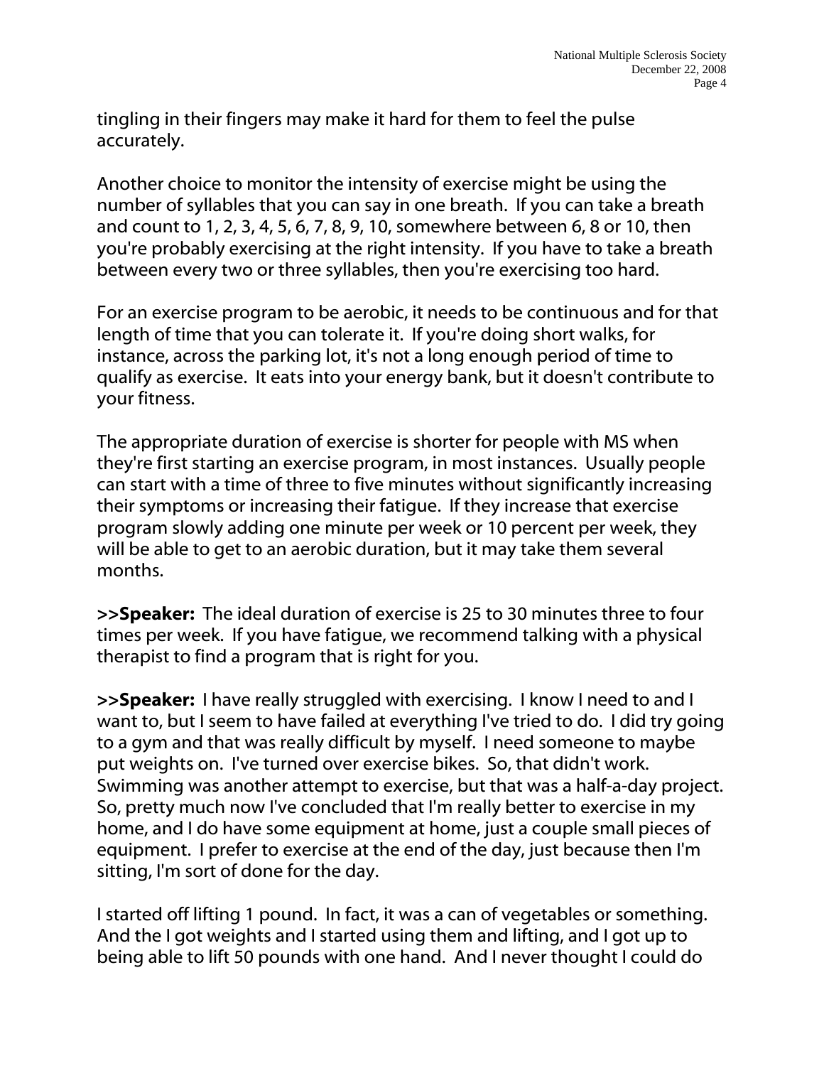tingling in their fingers may make it hard for them to feel the pulse accurately.

Another choice to monitor the intensity of exercise might be using the number of syllables that you can say in one breath. If you can take a breath and count to 1, 2, 3, 4, 5, 6, 7, 8, 9, 10, somewhere between 6, 8 or 10, then you're probably exercising at the right intensity. If you have to take a breath between every two or three syllables, then you're exercising too hard.

For an exercise program to be aerobic, it needs to be continuous and for that length of time that you can tolerate it. If you're doing short walks, for instance, across the parking lot, it's not a long enough period of time to qualify as exercise. It eats into your energy bank, but it doesn't contribute to your fitness.

The appropriate duration of exercise is shorter for people with MS when they're first starting an exercise program, in most instances. Usually people can start with a time of three to five minutes without significantly increasing their symptoms or increasing their fatigue. If they increase that exercise program slowly adding one minute per week or 10 percent per week, they will be able to get to an aerobic duration, but it may take them several months.

**>>Speaker:** The ideal duration of exercise is 25 to 30 minutes three to four times per week. If you have fatigue, we recommend talking with a physical therapist to find a program that is right for you.

**>>Speaker:** I have really struggled with exercising. I know I need to and I want to, but I seem to have failed at everything I've tried to do. I did try going to a gym and that was really difficult by myself. I need someone to maybe put weights on. I've turned over exercise bikes. So, that didn't work. Swimming was another attempt to exercise, but that was a half-a-day project. So, pretty much now I've concluded that I'm really better to exercise in my home, and I do have some equipment at home, just a couple small pieces of equipment. I prefer to exercise at the end of the day, just because then I'm sitting, I'm sort of done for the day.

I started off lifting 1 pound. In fact, it was a can of vegetables or something. And the I got weights and I started using them and lifting, and I got up to being able to lift 50 pounds with one hand. And I never thought I could do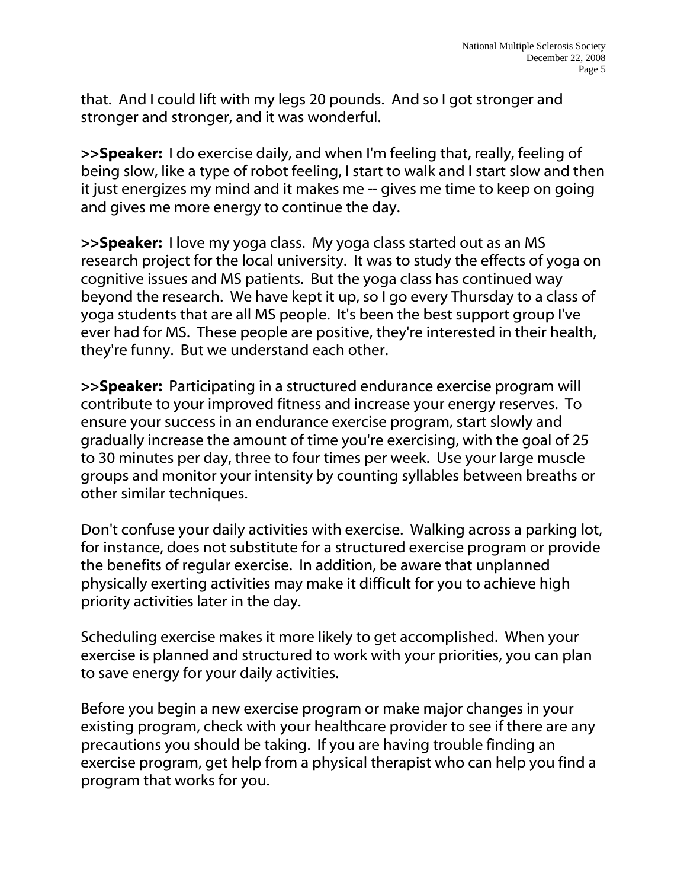that.  And I could lift with my legs 20 pounds.  And so I got stronger and stronger and stronger, and it was wonderful.

**>>Speaker:** I do exercise daily, and when I'm feeling that, really, feeling of being slow, like a type of robot feeling, I start to walk and I start slow and then it just energizes my mind and it makes me -- gives me time to keep on going and gives me more energy to continue the day.

**>>Speaker:** I love my yoga class.  My yoga class started out as an MS research project for the local university.  It was to study the effects of yoga on cognitive issues and MS patients.  But the yoga class has continued way beyond the research.  We have kept it up, so I go every Thursday to a class of yoga students that are all MS people.  It's been the best support group I've ever had for MS.  These people are positive, they're interested in their health, they're funny.  But we understand each other.

**>>Speaker:** Participating in a structured endurance exercise program will contribute to your improved fitness and increase your energy reserves.  To ensure your success in an endurance exercise program, start slowly and gradually increase the amount of time you're exercising, with the goal of 25 to 30 minutes per day, three to four times per week.  Use your large muscle groups and monitor your intensity by counting syllables between breaths or other similar techniques.

Don't confuse your daily activities with exercise.  Walking across a parking lot, for instance, does not substitute for a structured exercise program or provide the benefits of regular exercise.  In addition, be aware that unplanned physically exerting activities may make it difficult for you to achieve high priority activities later in the day.

Scheduling exercise makes it more likely to get accomplished.  When your exercise is planned and structured to work with your priorities, you can plan to save energy for your daily activities.

Before you begin a new exercise program or make major changes in your existing program, check with your healthcare provider to see if there are any precautions you should be taking.  If you are having trouble finding an exercise program, get help from a physical therapist who can help you find a program that works for you.